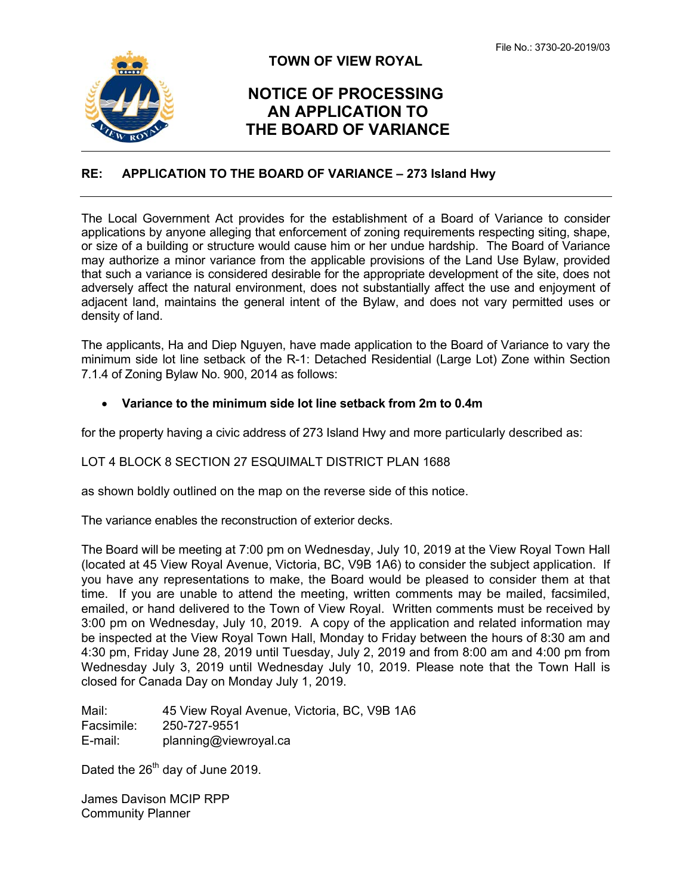File No.: 3730-20-2019/03

# TOWN OF VIEW ROYAL

## NOTICE OF PROCESSING AN APPLICATION TO THE BOARD OF VARIANCE

**RE: APPLICATION TO THE BOARD OF VARIANCE – 273 Island Hwy**

The Local Government Act provides for the establishment of a Board of Variance to consider applications by anyone alleging that enforcement of zoning requirements respecting siting, shape, or size of a building or structure would cause him or her undue hardship. The Board of Variance may authorize a minor variance from the applicable provisions of the Land Use Bylaw, provided that such a variance is considered desirable for the appropriate development of the site, does not adversely affect the natural environment, does not substantially affect the use and enjoyment of adjacent land, maintains the general intent of the Bylaw, and does not vary permitted uses or density of land.

The applicants, Ha and Diep Nguyen, have made application to the Board of Variance to vary the minimum side lot line setback of the R-1: Detached Residential (Large Lot) Zone within Section 7.1.4 of Zoning Bylaw No. 900, 2014 as follows:

- **Variance to the minimum side lot line setback from 2m to 0.4m**

for the property having a civic address of 273 Island Hwy and more particularly described as:

LOT 4 BLOCK 8 SECTION 27 ESQUIMALT DISTRICT PLAN 1688

as shown boldly outlined on the map on the reverse side of this notice.

The variance enables the reconstruction of exterior decks.

The Board will be meeting at 7:00 pm on Wednesday, July 10, 2019 at the View Royal Town Hall (located at 45 View Royal Avenue, Victoria, BC, V9B 1A6) to consider the subject application. If you have any representations to make, the Board would be pleased to consider them at that time. If you are unable to attend the meeting, written comments may be mailed, facsimiled, emailed, or hand delivered to the Town of View Royal. Written comments must be received by 3:00 pm on Wednesday, July 10, 2019. A copy of the application and related information may be inspected at the View Royal Town Hall, Monday to Friday between the hours of 8:30 am and 4:30 pm, Friday June 28, 2019 until Tuesday, July 2, 2019 and from 8:00 am and 4:00 pm from Wednesday July 3, 2019 until Wednesday July 10, 2019. Please note that the Town Hall is closed for Canada Day on Monday July 1, 2019.

Mail: 45 View Royal Avenue, Victoria, BC, V9B 1A6
Facsimile: 250-727-9551
E-mail: planning@viewroyal.ca

Dated the 26th day of June 2019.

James Davison MCIP RPP
Community Planner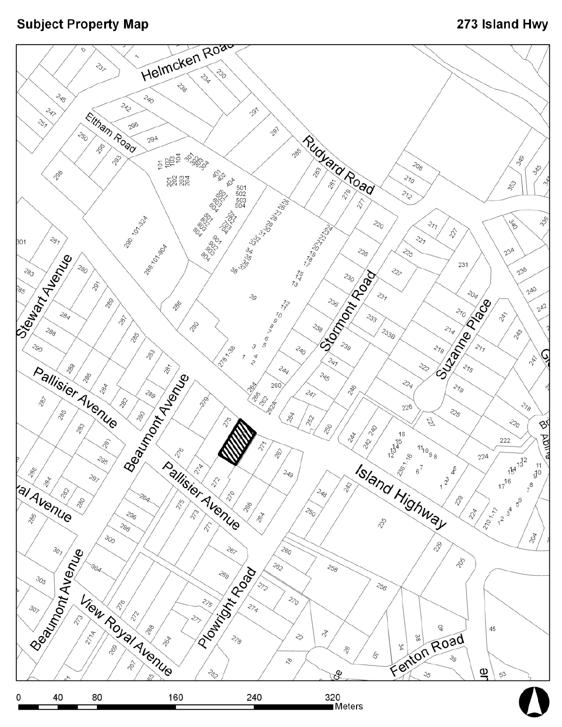**Subject Property Map**

**273 Island Hwy**

0 40 80 160 240 320
Meters